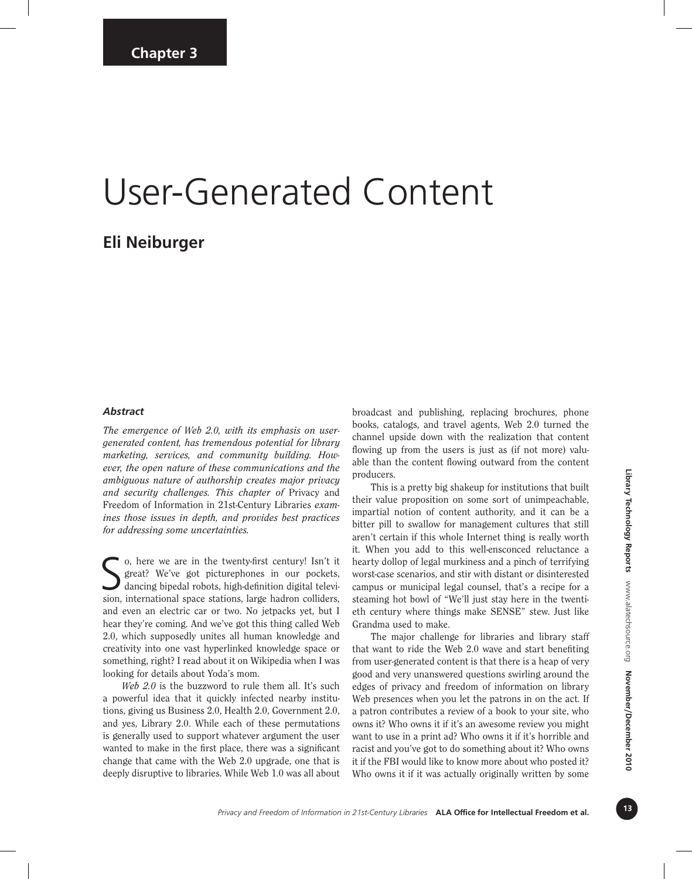Chapter 3

# User-Generated Content

## Eli Neiburger

### *Abstract*

*The emergence of Web 2.0, with its emphasis on user-generated content, has tremendous potential for library marketing, services, and community building. However, the open nature of these communications and the ambiguous nature of authorship creates major privacy and security challenges. This chapter of* Privacy and Freedom of Information in 21st-Century Libraries *examines those issues in depth, and provides best practices for addressing some uncertainties.*

So, here we are in the twenty-first century! Isn't it great? We've got picturephones in our pockets, dancing bipedal robots, high-definition digital television, international space stations, large hadron colliders, and even an electric car or two. No jetpacks yet, but I hear they're coming. And we've got this thing called Web 2.0, which supposedly unites all human knowledge and creativity into one vast hyperlinked knowledge space or something, right? I read about it on Wikipedia when I was looking for details about Yoda's mom.

*Web 2.0* is the buzzword to rule them all. It's such a powerful idea that it quickly infected nearby institutions, giving us Business 2.0, Health 2.0, Government 2.0, and yes, Library 2.0. While each of these permutations is generally used to support whatever argument the user wanted to make in the first place, there was a significant change that came with the Web 2.0 upgrade, one that is deeply disruptive to libraries. While Web 1.0 was all about broadcast and publishing, replacing brochures, phone books, catalogs, and travel agents, Web 2.0 turned the channel upside down with the realization that content flowing up from the users is just as (if not more) valuable than the content flowing outward from the content producers.

This is a pretty big shakeup for institutions that built their value proposition on some sort of unimpeachable, impartial notion of content authority, and it can be a bitter pill to swallow for management cultures that still aren't certain if this whole Internet thing is really worth it. When you add to this well-ensconced reluctance a hearty dollop of legal murkiness and a pinch of terrifying worst-case scenarios, and stir with distant or disinterested campus or municipal legal counsel, that's a recipe for a steaming hot bowl of "We'll just stay here in the twentieth century where things make SENSE" stew. Just like Grandma used to make.

The major challenge for libraries and library staff that want to ride the Web 2.0 wave and start benefiting from user-generated content is that there is a heap of very good and very unanswered questions swirling around the edges of privacy and freedom of information on library Web presences when you let the patrons in on the act. If a patron contributes a review of a book to your site, who owns it? Who owns it if it's an awesome review you might want to use in a print ad? Who owns it if it's horrible and racist and you've got to do something about it? Who owns it if the FBI would like to know more about who posted it? Who owns it if it was actually originally written by some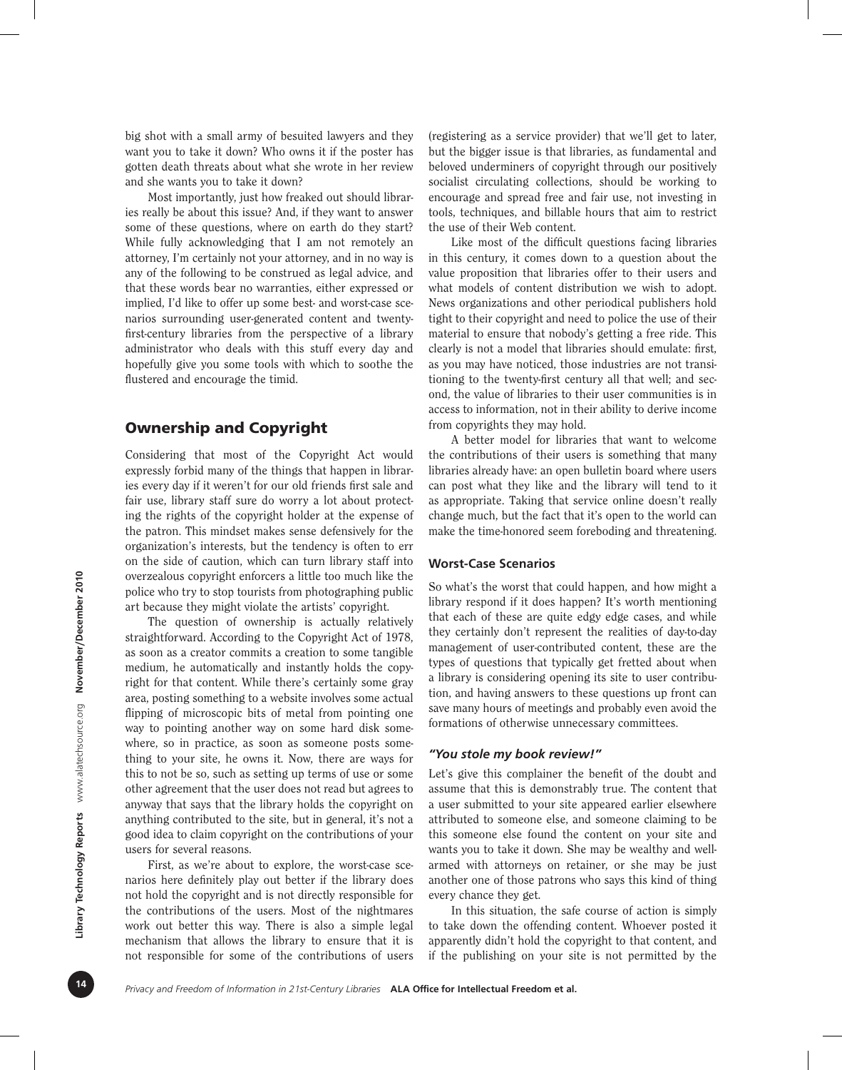big shot with a small army of besuited lawyers and they want you to take it down? Who owns it if the poster has gotten death threats about what she wrote in her review and she wants you to take it down?

Most importantly, just how freaked out should libraries really be about this issue? And, if they want to answer some of these questions, where on earth do they start? While fully acknowledging that I am not remotely an attorney, I'm certainly not your attorney, and in no way is any of the following to be construed as legal advice, and that these words bear no warranties, either expressed or implied, I'd like to offer up some best- and worst-case scenarios surrounding user-generated content and twenty-first-century libraries from the perspective of a library administrator who deals with this stuff every day and hopefully give you some tools with which to soothe the flustered and encourage the timid.

## Ownership and Copyright

Considering that most of the Copyright Act would expressly forbid many of the things that happen in libraries every day if it weren't for our old friends first sale and fair use, library staff sure do worry a lot about protecting the rights of the copyright holder at the expense of the patron. This mindset makes sense defensively for the organization's interests, but the tendency is often to err on the side of caution, which can turn library staff into overzealous copyright enforcers a little too much like the police who try to stop tourists from photographing public art because they might violate the artists' copyright.

The question of ownership is actually relatively straightforward. According to the Copyright Act of 1978, as soon as a creator commits a creation to some tangible medium, he automatically and instantly holds the copyright for that content. While there's certainly some gray area, posting something to a website involves some actual flipping of microscopic bits of metal from pointing one way to pointing another way on some hard disk somewhere, so in practice, as soon as someone posts something to your site, he owns it. Now, there are ways for this to not be so, such as setting up terms of use or some other agreement that the user does not read but agrees to anyway that says that the library holds the copyright on anything contributed to the site, but in general, it's not a good idea to claim copyright on the contributions of your users for several reasons.

First, as we're about to explore, the worst-case scenarios here definitely play out better if the library does not hold the copyright and is not directly responsible for the contributions of the users. Most of the nightmares work out better this way. There is also a simple legal mechanism that allows the library to ensure that it is not responsible for some of the contributions of users (registering as a service provider) that we'll get to later, but the bigger issue is that libraries, as fundamental and beloved underminers of copyright through our positively socialist circulating collections, should be working to encourage and spread free and fair use, not investing in tools, techniques, and billable hours that aim to restrict the use of their Web content.

Like most of the difficult questions facing libraries in this century, it comes down to a question about the value proposition that libraries offer to their users and what models of content distribution we wish to adopt. News organizations and other periodical publishers hold tight to their copyright and need to police the use of their material to ensure that nobody's getting a free ride. This clearly is not a model that libraries should emulate: first, as you may have noticed, those industries are not transitioning to the twenty-first century all that well; and second, the value of libraries to their user communities is in access to information, not in their ability to derive income from copyrights they may hold.

A better model for libraries that want to welcome the contributions of their users is something that many libraries already have: an open bulletin board where users can post what they like and the library will tend to it as appropriate. Taking that service online doesn't really change much, but the fact that it's open to the world can make the time-honored seem foreboding and threatening.

### Worst-Case Scenarios

So what's the worst that could happen, and how might a library respond if it does happen? It's worth mentioning that each of these are quite edgy edge cases, and while they certainly don't represent the realities of day-to-day management of user-contributed content, these are the types of questions that typically get fretted about when a library is considering opening its site to user contributions, and having answers to these questions up front can save many hours of meetings and probably even avoid the formations of otherwise unnecessary committees.

#### *"You stole my book review!"*

Let's give this complainer the benefit of the doubt and assume that this is demonstrably true. The content that a user submitted to your site appeared earlier elsewhere attributed to someone else, and someone claiming to be this someone else found the content on your site and wants you to take it down. She may be wealthy and well-armed with attorneys on retainer, or she may be just another one of those patrons who says this kind of thing every chance they get.

In this situation, the safe course of action is simply to take down the offending content. Whoever posted it apparently didn't hold the copyright to that content, and if the publishing on your site is not permitted by the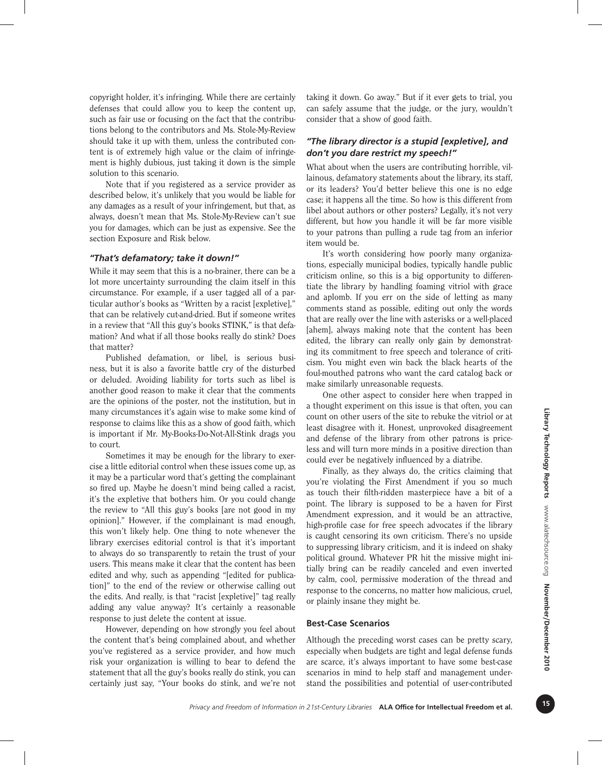copyright holder, it's infringing. While there are certainly defenses that could allow you to keep the content up, such as fair use or focusing on the fact that the contributions belong to the contributors and Ms. Stole-My-Review should take it up with them, unless the contributed content is of extremely high value or the claim of infringement is highly dubious, just taking it down is the simple solution to this scenario.

Note that if you registered as a service provider as described below, it's unlikely that you would be liable for any damages as a result of your infringement, but that, as always, doesn't mean that Ms. Stole-My-Review can't sue you for damages, which can be just as expensive. See the section Exposure and Risk below.

### *"That's defamatory; take it down!"*

While it may seem that this is a no-brainer, there can be a lot more uncertainty surrounding the claim itself in this circumstance. For example, if a user tagged all of a particular author's books as "Written by a racist [expletive]," that can be relatively cut-and-dried. But if someone writes in a review that "All this guy's books STINK," is that defamation? And what if all those books really do stink? Does that matter?

Published defamation, or libel, is serious business, but it is also a favorite battle cry of the disturbed or deluded. Avoiding liability for torts such as libel is another good reason to make it clear that the comments are the opinions of the poster, not the institution, but in many circumstances it's again wise to make some kind of response to claims like this as a show of good faith, which is important if Mr. My-Books-Do-Not-All-Stink drags you to court.

Sometimes it may be enough for the library to exercise a little editorial control when these issues come up, as it may be a particular word that's getting the complainant so fired up. Maybe he doesn't mind being called a racist, it's the expletive that bothers him. Or you could change the review to "All this guy's books [are not good in my opinion]." However, if the complainant is mad enough, this won't likely help. One thing to note whenever the library exercises editorial control is that it's important to always do so transparently to retain the trust of your users. This means make it clear that the content has been edited and why, such as appending "[edited for publication]" to the end of the review or otherwise calling out the edits. And really, is that "racist [expletive]" tag really adding any value anyway? It's certainly a reasonable response to just delete the content at issue.

However, depending on how strongly you feel about the content that's being complained about, and whether you've registered as a service provider, and how much risk your organization is willing to bear to defend the statement that all the guy's books really do stink, you can certainly just say, "Your books do stink, and we're not taking it down. Go away." But if it ever gets to trial, you can safely assume that the judge, or the jury, wouldn't consider that a show of good faith.

### *"The library director is a stupid [expletive], and don't you dare restrict my speech!"*

What about when the users are contributing horrible, villainous, defamatory statements about the library, its staff, or its leaders? You'd better believe this one is no edge case; it happens all the time. So how is this different from libel about authors or other posters? Legally, it's not very different, but how you handle it will be far more visible to your patrons than pulling a rude tag from an inferior item would be.

It's worth considering how poorly many organizations, especially municipal bodies, typically handle public criticism online, so this is a big opportunity to differentiate the library by handling foaming vitriol with grace and aplomb. If you err on the side of letting as many comments stand as possible, editing out only the words that are really over the line with asterisks or a well-placed [ahem], always making note that the content has been edited, the library can really only gain by demonstrating its commitment to free speech and tolerance of criticism. You might even win back the black hearts of the foul-mouthed patrons who want the card catalog back or make similarly unreasonable requests.

One other aspect to consider here when trapped in a thought experiment on this issue is that often, you can count on other users of the site to rebuke the vitriol or at least disagree with it. Honest, unprovoked disagreement and defense of the library from other patrons is priceless and will turn more minds in a positive direction than could ever be negatively influenced by a diatribe.

Finally, as they always do, the critics claiming that you're violating the First Amendment if you so much as touch their filth-ridden masterpiece have a bit of a point. The library is supposed to be a haven for First Amendment expression, and it would be an attractive, high-profile case for free speech advocates if the library is caught censoring its own criticism. There's no upside to suppressing library criticism, and it is indeed on shaky political ground. Whatever PR hit the missive might initially bring can be readily canceled and even inverted by calm, cool, permissive moderation of the thread and response to the concerns, no matter how malicious, cruel, or plainly insane they might be.

## Best-Case Scenarios

Although the preceding worst cases can be pretty scary, especially when budgets are tight and legal defense funds are scarce, it's always important to have some best-case scenarios in mind to help staff and management understand the possibilities and potential of user-contributed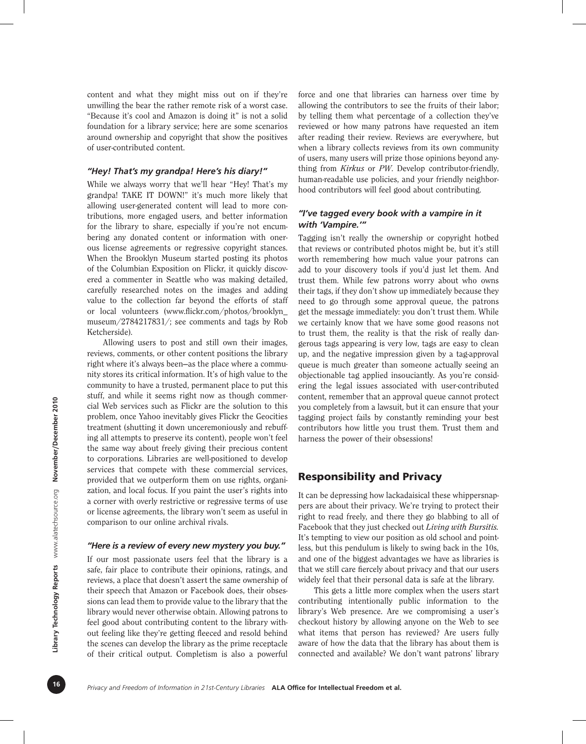content and what they might miss out on if they're unwilling the bear the rather remote risk of a worst case. "Because it's cool and Amazon is doing it" is not a solid foundation for a library service; here are some scenarios around ownership and copyright that show the positives of user-contributed content.

### *"Hey! That's my grandpa! Here's his diary!"*

While we always worry that we'll hear "Hey! That's my grandpa! TAKE IT DOWN!" it's much more likely that allowing user-generated content will lead to more contributions, more engaged users, and better information for the library to share, especially if you're not encumbering any donated content or information with onerous license agreements or regressive copyright stances. When the Brooklyn Museum started posting its photos of the Columbian Exposition on Flickr, it quickly discovered a commenter in Seattle who was making detailed, carefully researched notes on the images and adding value to the collection far beyond the efforts of staff or local volunteers (www.flickr.com/photos/brooklyn_museum/2784217831/; see comments and tags by Rob Ketcherside).

Allowing users to post and still own their images, reviews, comments, or other content positions the library right where it's always been—as the place where a community stores its critical information. It's of high value to the community to have a trusted, permanent place to put this stuff, and while it seems right now as though commercial Web services such as Flickr are the solution to this problem, once Yahoo inevitably gives Flickr the Geocities treatment (shutting it down unceremoniously and rebuffing all attempts to preserve its content), people won't feel the same way about freely giving their precious content to corporations. Libraries are well-positioned to develop services that compete with these commercial services, provided that we outperform them on use rights, organization, and local focus. If you paint the user's rights into a corner with overly restrictive or regressive terms of use or license agreements, the library won't seem as useful in comparison to our online archival rivals.

### *"Here is a review of every new mystery you buy."*

If our most passionate users feel that the library is a safe, fair place to contribute their opinions, ratings, and reviews, a place that doesn't assert the same ownership of their speech that Amazon or Facebook does, their obsessions can lead them to provide value to the library that the library would never otherwise obtain. Allowing patrons to feel good about contributing content to the library without feeling like they're getting fleeced and resold behind the scenes can develop the library as the prime receptacle of their critical output. Completism is also a powerful force and one that libraries can harness over time by allowing the contributors to see the fruits of their labor; by telling them what percentage of a collection they've reviewed or how many patrons have requested an item after reading their review. Reviews are everywhere, but when a library collects reviews from its own community of users, many users will prize those opinions beyond anything from *Kirkus* or *PW*. Develop contributor-friendly, human-readable use policies, and your friendly neighborhood contributors will feel good about contributing.

### *"I've tagged every book with a vampire in it with 'Vampire.'"*

Tagging isn't really the ownership or copyright hotbed that reviews or contributed photos might be, but it's still worth remembering how much value your patrons can add to your discovery tools if you'd just let them. And trust them. While few patrons worry about who owns their tags, if they don't show up immediately because they need to go through some approval queue, the patrons get the message immediately: you don't trust them. While we certainly know that we have some good reasons not to trust them, the reality is that the risk of really dangerous tags appearing is very low, tags are easy to clean up, and the negative impression given by a tag-approval queue is much greater than someone actually seeing an objectionable tag applied insouciantly. As you're considering the legal issues associated with user-contributed content, remember that an approval queue cannot protect you completely from a lawsuit, but it can ensure that your tagging project fails by constantly reminding your best contributors how little you trust them. Trust them and harness the power of their obsessions!

## Responsibility and Privacy

It can be depressing how lackadaisical these whippersnappers are about their privacy. We're trying to protect their right to read freely, and there they go blabbing to all of Facebook that they just checked out *Living with Bursitis*. It's tempting to view our position as old school and pointless, but this pendulum is likely to swing back in the 10s, and one of the biggest advantages we have as libraries is that we still care fiercely about privacy and that our users widely feel that their personal data is safe at the library.

This gets a little more complex when the users start contributing intentionally public information to the library's Web presence. Are we compromising a user's checkout history by allowing anyone on the Web to see what items that person has reviewed? Are users fully aware of how the data that the library has about them is connected and available? We don't want patrons' library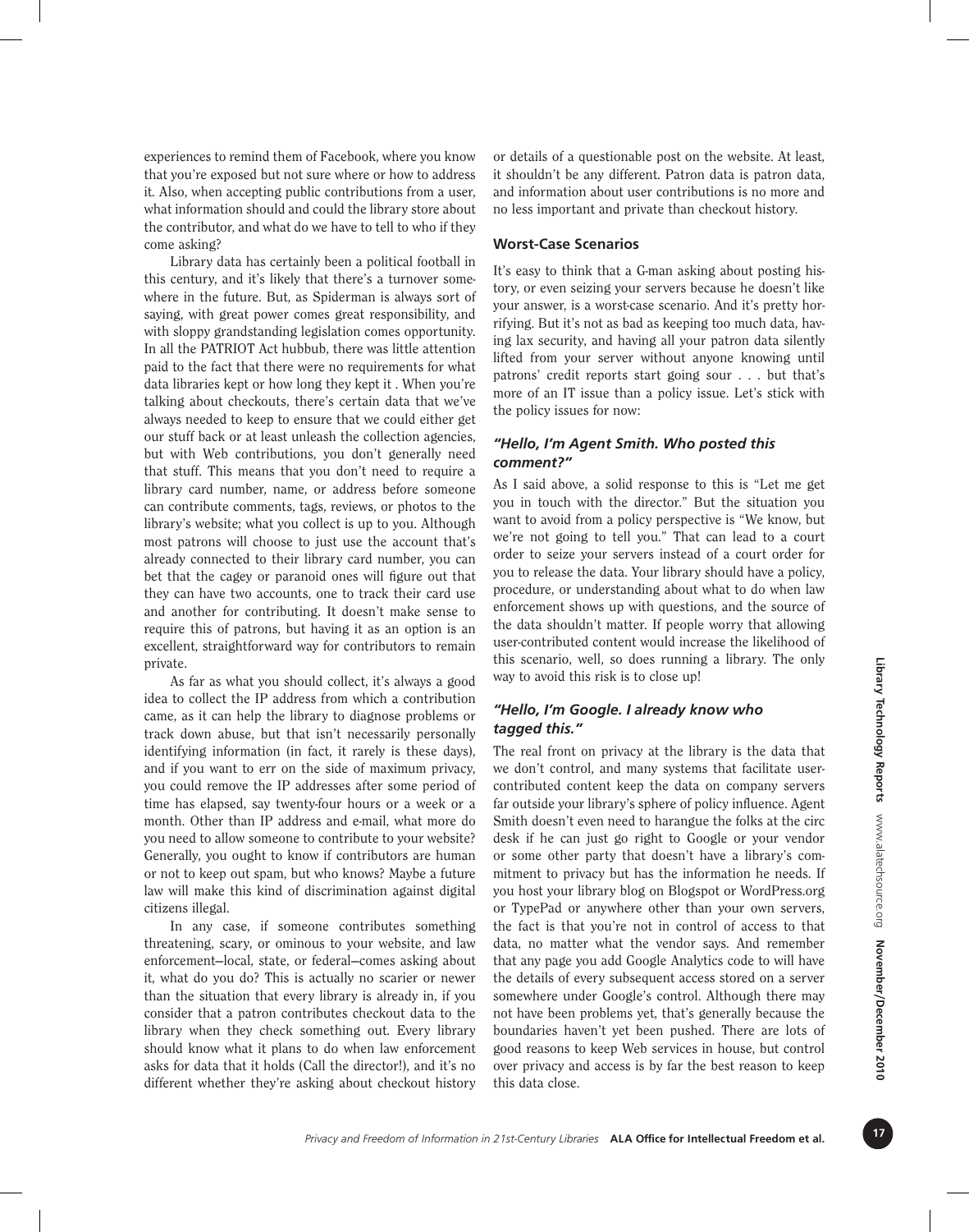experiences to remind them of Facebook, where you know that you're exposed but not sure where or how to address it. Also, when accepting public contributions from a user, what information should and could the library store about the contributor, and what do we have to tell to who if they come asking?

Library data has certainly been a political football in this century, and it's likely that there's a turnover somewhere in the future. But, as Spiderman is always sort of saying, with great power comes great responsibility, and with sloppy grandstanding legislation comes opportunity. In all the PATRIOT Act hubbub, there was little attention paid to the fact that there were no requirements for what data libraries kept or how long they kept it . When you're talking about checkouts, there's certain data that we've always needed to keep to ensure that we could either get our stuff back or at least unleash the collection agencies, but with Web contributions, you don't generally need that stuff. This means that you don't need to require a library card number, name, or address before someone can contribute comments, tags, reviews, or photos to the library's website; what you collect is up to you. Although most patrons will choose to just use the account that's already connected to their library card number, you can bet that the cagey or paranoid ones will figure out that they can have two accounts, one to track their card use and another for contributing. It doesn't make sense to require this of patrons, but having it as an option is an excellent, straightforward way for contributors to remain private.

As far as what you should collect, it's always a good idea to collect the IP address from which a contribution came, as it can help the library to diagnose problems or track down abuse, but that isn't necessarily personally identifying information (in fact, it rarely is these days), and if you want to err on the side of maximum privacy, you could remove the IP addresses after some period of time has elapsed, say twenty-four hours or a week or a month. Other than IP address and e-mail, what more do you need to allow someone to contribute to your website? Generally, you ought to know if contributors are human or not to keep out spam, but who knows? Maybe a future law will make this kind of discrimination against digital citizens illegal.

In any case, if someone contributes something threatening, scary, or ominous to your website, and law enforcement—local, state, or federal—comes asking about it, what do you do? This is actually no scarier or newer than the situation that every library is already in, if you consider that a patron contributes checkout data to the library when they check something out. Every library should know what it plans to do when law enforcement asks for data that it holds (Call the director!), and it's no different whether they're asking about checkout history or details of a questionable post on the website. At least, it shouldn't be any different. Patron data is patron data, and information about user contributions is no more and no less important and private than checkout history.

## Worst-Case Scenarios

It's easy to think that a G-man asking about posting history, or even seizing your servers because he doesn't like your answer, is a worst-case scenario. And it's pretty horrifying. But it's not as bad as keeping too much data, having lax security, and having all your patron data silently lifted from your server without anyone knowing until patrons' credit reports start going sour . . . but that's more of an IT issue than a policy issue. Let's stick with the policy issues for now:

### *"Hello, I'm Agent Smith. Who posted this comment?"*

As I said above, a solid response to this is "Let me get you in touch with the director." But the situation you want to avoid from a policy perspective is "We know, but we're not going to tell you." That can lead to a court order to seize your servers instead of a court order for you to release the data. Your library should have a policy, procedure, or understanding about what to do when law enforcement shows up with questions, and the source of the data shouldn't matter. If people worry that allowing user-contributed content would increase the likelihood of this scenario, well, so does running a library. The only way to avoid this risk is to close up!

### *"Hello, I'm Google. I already know who tagged this."*

The real front on privacy at the library is the data that we don't control, and many systems that facilitate user-contributed content keep the data on company servers far outside your library's sphere of policy influence. Agent Smith doesn't even need to harangue the folks at the circ desk if he can just go right to Google or your vendor or some other party that doesn't have a library's commitment to privacy but has the information he needs. If you host your library blog on Blogspot or WordPress.org or TypePad or anywhere other than your own servers, the fact is that you're not in control of access to that data, no matter what the vendor says. And remember that any page you add Google Analytics code to will have the details of every subsequent access stored on a server somewhere under Google's control. Although there may not have been problems yet, that's generally because the boundaries haven't yet been pushed. There are lots of good reasons to keep Web services in house, but control over privacy and access is by far the best reason to keep this data close.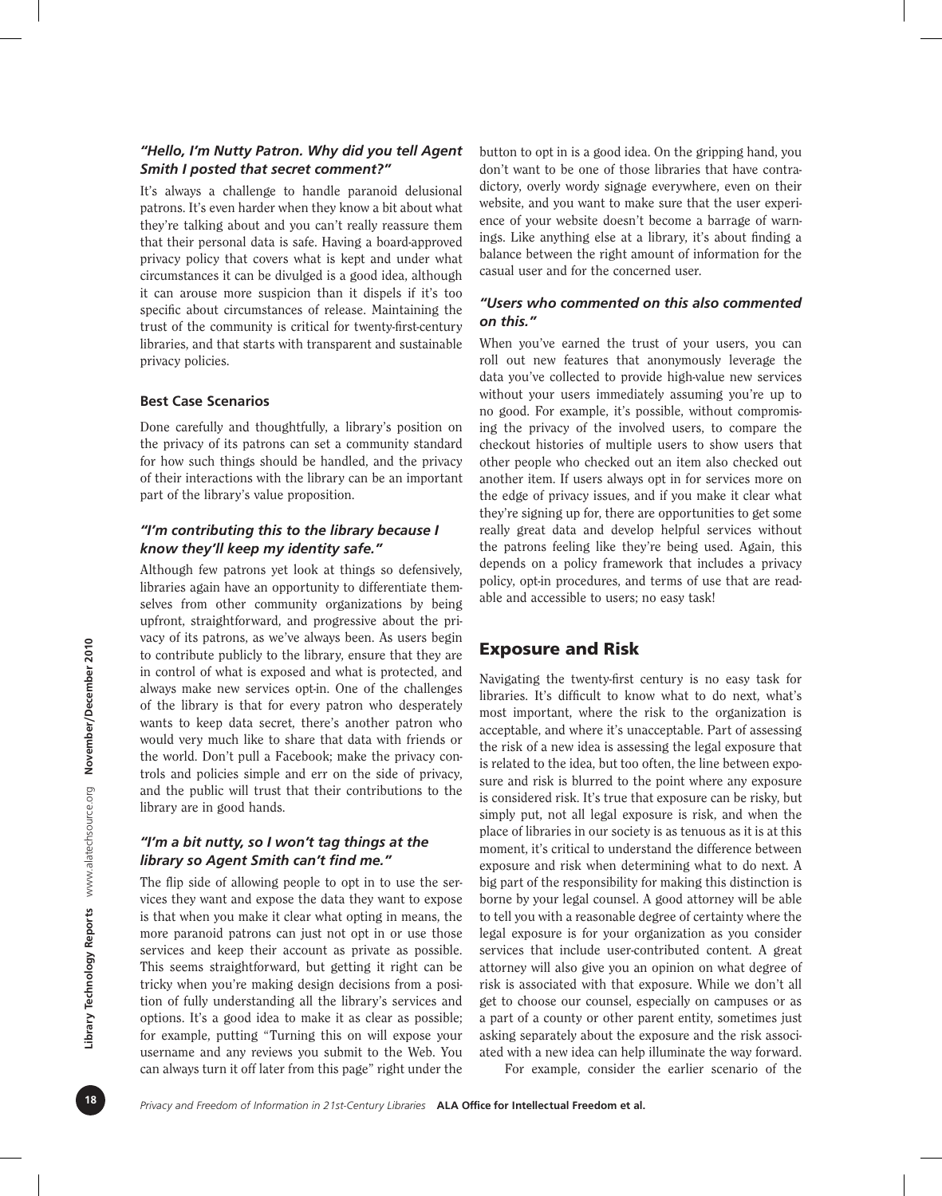### *"Hello, I'm Nutty Patron. Why did you tell Agent Smith I posted that secret comment?"*

It's always a challenge to handle paranoid delusional patrons. It's even harder when they know a bit about what they're talking about and you can't really reassure them that their personal data is safe. Having a board-approved privacy policy that covers what is kept and under what circumstances it can be divulged is a good idea, although it can arouse more suspicion than it dispels if it's too specific about circumstances of release. Maintaining the trust of the community is critical for twenty-first-century libraries, and that starts with transparent and sustainable privacy policies.

### Best Case Scenarios

Done carefully and thoughtfully, a library's position on the privacy of its patrons can set a community standard for how such things should be handled, and the privacy of their interactions with the library can be an important part of the library's value proposition.

### *"I'm contributing this to the library because I know they'll keep my identity safe."*

Although few patrons yet look at things so defensively, libraries again have an opportunity to differentiate themselves from other community organizations by being upfront, straightforward, and progressive about the privacy of its patrons, as we've always been. As users begin to contribute publicly to the library, ensure that they are in control of what is exposed and what is protected, and always make new services opt-in. One of the challenges of the library is that for every patron who desperately wants to keep data secret, there's another patron who would very much like to share that data with friends or the world. Don't pull a Facebook; make the privacy controls and policies simple and err on the side of privacy, and the public will trust that their contributions to the library are in good hands.

### *"I'm a bit nutty, so I won't tag things at the library so Agent Smith can't find me."*

The flip side of allowing people to opt in to use the services they want and expose the data they want to expose is that when you make it clear what opting in means, the more paranoid patrons can just not opt in or use those services and keep their account as private as possible. This seems straightforward, but getting it right can be tricky when you're making design decisions from a position of fully understanding all the library's services and options. It's a good idea to make it as clear as possible; for example, putting "Turning this on will expose your username and any reviews you submit to the Web. You can always turn it off later from this page" right under the button to opt in is a good idea. On the gripping hand, you don't want to be one of those libraries that have contradictory, overly wordy signage everywhere, even on their website, and you want to make sure that the user experience of your website doesn't become a barrage of warnings. Like anything else at a library, it's about finding a balance between the right amount of information for the casual user and for the concerned user.

### *"Users who commented on this also commented on this."*

When you've earned the trust of your users, you can roll out new features that anonymously leverage the data you've collected to provide high-value new services without your users immediately assuming you're up to no good. For example, it's possible, without compromising the privacy of the involved users, to compare the checkout histories of multiple users to show users that other people who checked out an item also checked out another item. If users always opt in for services more on the edge of privacy issues, and if you make it clear what they're signing up for, there are opportunities to get some really great data and develop helpful services without the patrons feeling like they're being used. Again, this depends on a policy framework that includes a privacy policy, opt-in procedures, and terms of use that are readable and accessible to users; no easy task!

## Exposure and Risk

Navigating the twenty-first century is no easy task for libraries. It's difficult to know what to do next, what's most important, where the risk to the organization is acceptable, and where it's unacceptable. Part of assessing the risk of a new idea is assessing the legal exposure that is related to the idea, but too often, the line between exposure and risk is blurred to the point where any exposure is considered risk. It's true that exposure can be risky, but simply put, not all legal exposure is risk, and when the place of libraries in our society is as tenuous as it is at this moment, it's critical to understand the difference between exposure and risk when determining what to do next. A big part of the responsibility for making this distinction is borne by your legal counsel. A good attorney will be able to tell you with a reasonable degree of certainty where the legal exposure is for your organization as you consider services that include user-contributed content. A great attorney will also give you an opinion on what degree of risk is associated with that exposure. While we don't all get to choose our counsel, especially on campuses or as a part of a county or other parent entity, sometimes just asking separately about the exposure and the risk associated with a new idea can help illuminate the way forward.

For example, consider the earlier scenario of the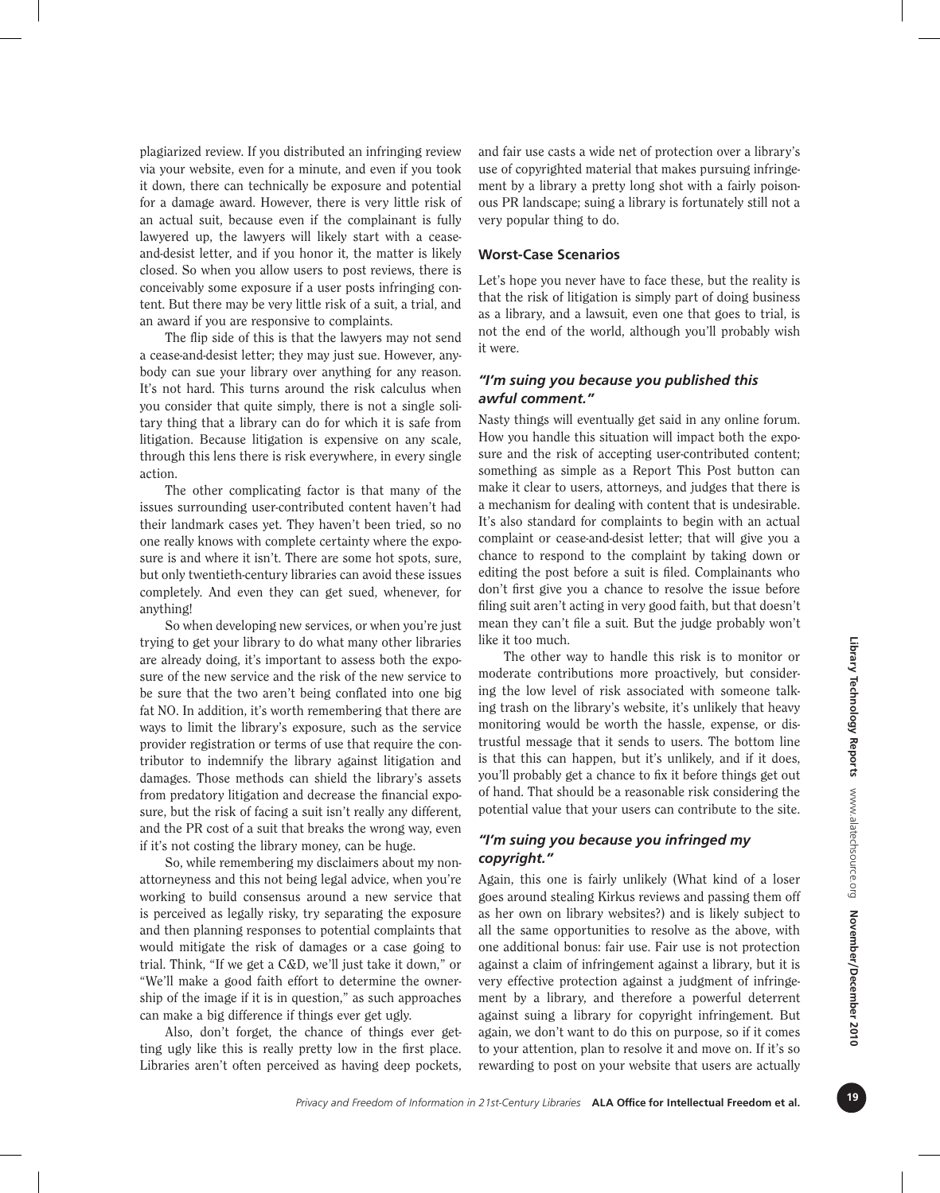plagiarized review. If you distributed an infringing review via your website, even for a minute, and even if you took it down, there can technically be exposure and potential for a damage award. However, there is very little risk of an actual suit, because even if the complainant is fully lawyered up, the lawyers will likely start with a cease-and-desist letter, and if you honor it, the matter is likely closed. So when you allow users to post reviews, there is conceivably some exposure if a user posts infringing content. But there may be very little risk of a suit, a trial, and an award if you are responsive to complaints.

The flip side of this is that the lawyers may not send a cease-and-desist letter; they may just sue. However, anybody can sue your library over anything for any reason. It's not hard. This turns around the risk calculus when you consider that quite simply, there is not a single solitary thing that a library can do for which it is safe from litigation. Because litigation is expensive on any scale, through this lens there is risk everywhere, in every single action.

The other complicating factor is that many of the issues surrounding user-contributed content haven't had their landmark cases yet. They haven't been tried, so no one really knows with complete certainty where the exposure is and where it isn't. There are some hot spots, sure, but only twentieth-century libraries can avoid these issues completely. And even they can get sued, whenever, for anything!

So when developing new services, or when you're just trying to get your library to do what many other libraries are already doing, it's important to assess both the exposure of the new service and the risk of the new service to be sure that the two aren't being conflated into one big fat NO. In addition, it's worth remembering that there are ways to limit the library's exposure, such as the service provider registration or terms of use that require the contributor to indemnify the library against litigation and damages. Those methods can shield the library's assets from predatory litigation and decrease the financial exposure, but the risk of facing a suit isn't really any different, and the PR cost of a suit that breaks the wrong way, even if it's not costing the library money, can be huge.

So, while remembering my disclaimers about my non-attorneyness and this not being legal advice, when you're working to build consensus around a new service that is perceived as legally risky, try separating the exposure and then planning responses to potential complaints that would mitigate the risk of damages or a case going to trial. Think, "If we get a C&D, we'll just take it down," or "We'll make a good faith effort to determine the ownership of the image if it is in question," as such approaches can make a big difference if things ever get ugly.

Also, don't forget, the chance of things ever getting ugly like this is really pretty low in the first place. Libraries aren't often perceived as having deep pockets, and fair use casts a wide net of protection over a library's use of copyrighted material that makes pursuing infringement by a library a pretty long shot with a fairly poisonous PR landscape; suing a library is fortunately still not a very popular thing to do.

### Worst-Case Scenarios

Let's hope you never have to face these, but the reality is that the risk of litigation is simply part of doing business as a library, and a lawsuit, even one that goes to trial, is not the end of the world, although you'll probably wish it were.

#### *"I'm suing you because you published this awful comment."*

Nasty things will eventually get said in any online forum. How you handle this situation will impact both the exposure and the risk of accepting user-contributed content; something as simple as a Report This Post button can make it clear to users, attorneys, and judges that there is a mechanism for dealing with content that is undesirable. It's also standard for complaints to begin with an actual complaint or cease-and-desist letter; that will give you a chance to respond to the complaint by taking down or editing the post before a suit is filed. Complainants who don't first give you a chance to resolve the issue before filing suit aren't acting in very good faith, but that doesn't mean they can't file a suit. But the judge probably won't like it too much.

The other way to handle this risk is to monitor or moderate contributions more proactively, but considering the low level of risk associated with someone talking trash on the library's website, it's unlikely that heavy monitoring would be worth the hassle, expense, or distrustful message that it sends to users. The bottom line is that this can happen, but it's unlikely, and if it does, you'll probably get a chance to fix it before things get out of hand. That should be a reasonable risk considering the potential value that your users can contribute to the site.

#### *"I'm suing you because you infringed my copyright."*

Again, this one is fairly unlikely (What kind of a loser goes around stealing Kirkus reviews and passing them off as her own on library websites?) and is likely subject to all the same opportunities to resolve as the above, with one additional bonus: fair use. Fair use is not protection against a claim of infringement against a library, but it is very effective protection against a judgment of infringement by a library, and therefore a powerful deterrent against suing a library for copyright infringement. But again, we don't want to do this on purpose, so if it comes to your attention, plan to resolve it and move on. If it's so rewarding to post on your website that users are actually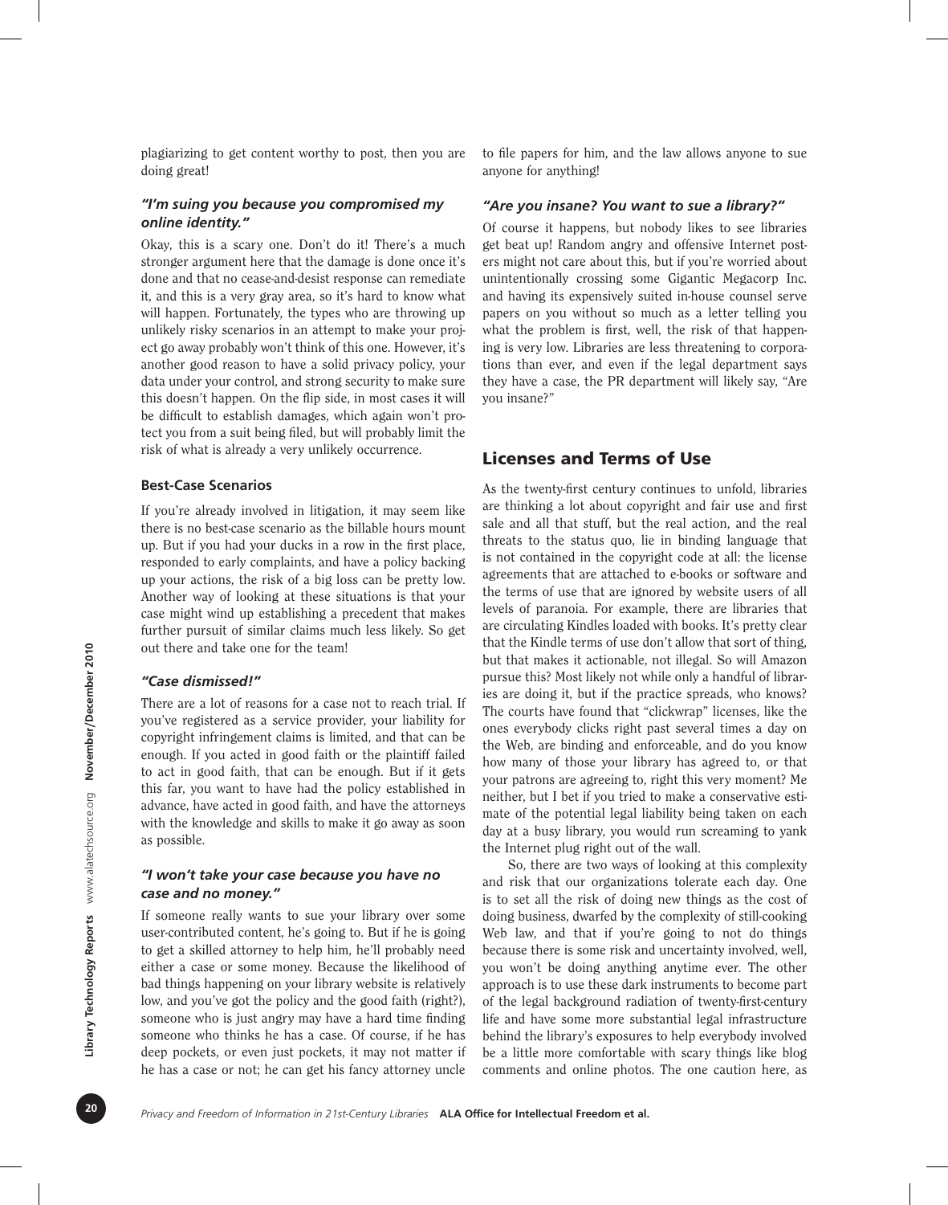plagiarizing to get content worthy to post, then you are doing great!

### *"I'm suing you because you compromised my online identity."*

Okay, this is a scary one. Don't do it! There's a much stronger argument here that the damage is done once it's done and that no cease-and-desist response can remediate it, and this is a very gray area, so it's hard to know what will happen. Fortunately, the types who are throwing up unlikely risky scenarios in an attempt to make your project go away probably won't think of this one. However, it's another good reason to have a solid privacy policy, your data under your control, and strong security to make sure this doesn't happen. On the flip side, in most cases it will be difficult to establish damages, which again won't protect you from a suit being filed, but will probably limit the risk of what is already a very unlikely occurrence.

### Best-Case Scenarios

If you're already involved in litigation, it may seem like there is no best-case scenario as the billable hours mount up. But if you had your ducks in a row in the first place, responded to early complaints, and have a policy backing up your actions, the risk of a big loss can be pretty low. Another way of looking at these situations is that your case might wind up establishing a precedent that makes further pursuit of similar claims much less likely. So get out there and take one for the team!

### *"Case dismissed!"*

There are a lot of reasons for a case not to reach trial. If you've registered as a service provider, your liability for copyright infringement claims is limited, and that can be enough. If you acted in good faith or the plaintiff failed to act in good faith, that can be enough. But if it gets this far, you want to have had the policy established in advance, have acted in good faith, and have the attorneys with the knowledge and skills to make it go away as soon as possible.

### *"I won't take your case because you have no case and no money."*

If someone really wants to sue your library over some user-contributed content, he's going to. But if he is going to get a skilled attorney to help him, he'll probably need either a case or some money. Because the likelihood of bad things happening on your library website is relatively low, and you've got the policy and the good faith (right?), someone who is just angry may have a hard time finding someone who thinks he has a case. Of course, if he has deep pockets, or even just pockets, it may not matter if he has a case or not; he can get his fancy attorney uncle to file papers for him, and the law allows anyone to sue anyone for anything!

### *"Are you insane? You want to sue a library?"*

Of course it happens, but nobody likes to see libraries get beat up! Random angry and offensive Internet posters might not care about this, but if you're worried about unintentionally crossing some Gigantic Megacorp Inc. and having its expensively suited in-house counsel serve papers on you without so much as a letter telling you what the problem is first, well, the risk of that happening is very low. Libraries are less threatening to corporations than ever, and even if the legal department says they have a case, the PR department will likely say, "Are you insane?"

## Licenses and Terms of Use

As the twenty-first century continues to unfold, libraries are thinking a lot about copyright and fair use and first sale and all that stuff, but the real action, and the real threats to the status quo, lie in binding language that is not contained in the copyright code at all: the license agreements that are attached to e-books or software and the terms of use that are ignored by website users of all levels of paranoia. For example, there are libraries that are circulating Kindles loaded with books. It's pretty clear that the Kindle terms of use don't allow that sort of thing, but that makes it actionable, not illegal. So will Amazon pursue this? Most likely not while only a handful of libraries are doing it, but if the practice spreads, who knows? The courts have found that "clickwrap" licenses, like the ones everybody clicks right past several times a day on the Web, are binding and enforceable, and do you know how many of those your library has agreed to, or that your patrons are agreeing to, right this very moment? Me neither, but I bet if you tried to make a conservative estimate of the potential legal liability being taken on each day at a busy library, you would run screaming to yank the Internet plug right out of the wall.

So, there are two ways of looking at this complexity and risk that our organizations tolerate each day. One is to set all the risk of doing new things as the cost of doing business, dwarfed by the complexity of still-cooking Web law, and that if you're going to not do things because there is some risk and uncertainty involved, well, you won't be doing anything anytime ever. The other approach is to use these dark instruments to become part of the legal background radiation of twenty-first-century life and have some more substantial legal infrastructure behind the library's exposures to help everybody involved be a little more comfortable with scary things like blog comments and online photos. The one caution here, as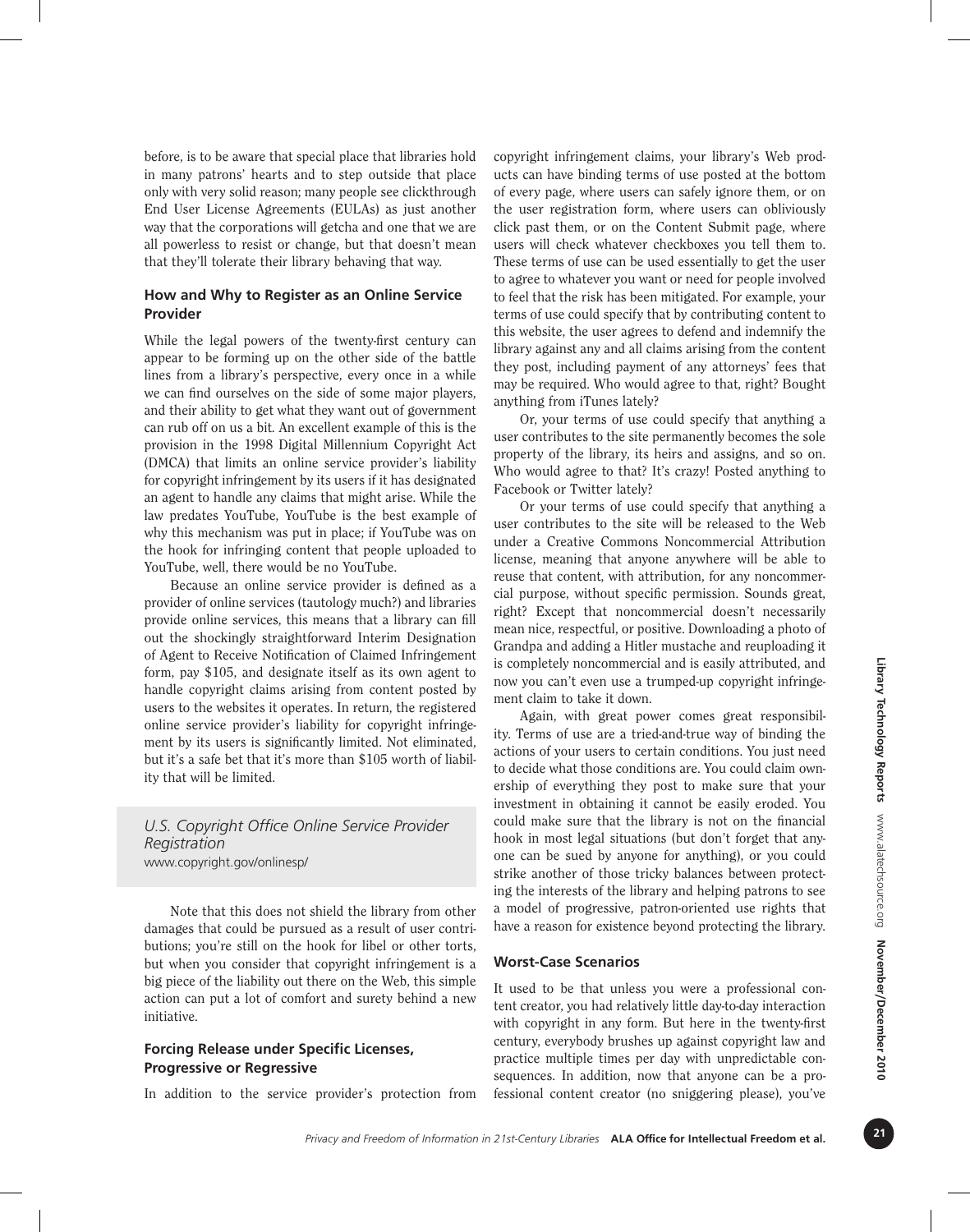before, is to be aware that special place that libraries hold in many patrons' hearts and to step outside that place only with very solid reason; many people see clickthrough End User License Agreements (EULAs) as just another way that the corporations will getcha and one that we are all powerless to resist or change, but that doesn't mean that they'll tolerate their library behaving that way.

### How and Why to Register as an Online Service Provider

While the legal powers of the twenty-first century can appear to be forming up on the other side of the battle lines from a library's perspective, every once in a while we can find ourselves on the side of some major players, and their ability to get what they want out of government can rub off on us a bit. An excellent example of this is the provision in the 1998 Digital Millennium Copyright Act (DMCA) that limits an online service provider's liability for copyright infringement by its users if it has designated an agent to handle any claims that might arise. While the law predates YouTube, YouTube is the best example of why this mechanism was put in place; if YouTube was on the hook for infringing content that people uploaded to YouTube, well, there would be no YouTube.

Because an online service provider is defined as a provider of online services (tautology much?) and libraries provide online services, this means that a library can fill out the shockingly straightforward Interim Designation of Agent to Receive Notification of Claimed Infringement form, pay $105, and designate itself as its own agent to handle copyright claims arising from content posted by users to the websites it operates. In return, the registered online service provider's liability for copyright infringement by its users is significantly limited. Not eliminated, but it's a safe bet that it's more than $105 worth of liability that will be limited.

*U.S. Copyright Office Online Service Provider Registration*
www.copyright.gov/onlinesp/

Note that this does not shield the library from other damages that could be pursued as a result of user contributions; you're still on the hook for libel or other torts, but when you consider that copyright infringement is a big piece of the liability out there on the Web, this simple action can put a lot of comfort and surety behind a new initiative.

### Forcing Release under Specific Licenses, Progressive or Regressive

In addition to the service provider's protection from copyright infringement claims, your library's Web products can have binding terms of use posted at the bottom of every page, where users can safely ignore them, or on the user registration form, where users can obliviously click past them, or on the Content Submit page, where users will check whatever checkboxes you tell them to. These terms of use can be used essentially to get the user to agree to whatever you want or need for people involved to feel that the risk has been mitigated. For example, your terms of use could specify that by contributing content to this website, the user agrees to defend and indemnify the library against any and all claims arising from the content they post, including payment of any attorneys' fees that may be required. Who would agree to that, right? Bought anything from iTunes lately?

Or, your terms of use could specify that anything a user contributes to the site permanently becomes the sole property of the library, its heirs and assigns, and so on. Who would agree to that? It's crazy! Posted anything to Facebook or Twitter lately?

Or your terms of use could specify that anything a user contributes to the site will be released to the Web under a Creative Commons Noncommercial Attribution license, meaning that anyone anywhere will be able to reuse that content, with attribution, for any noncommercial purpose, without specific permission. Sounds great, right? Except that noncommercial doesn't necessarily mean nice, respectful, or positive. Downloading a photo of Grandpa and adding a Hitler mustache and reuploading it is completely noncommercial and is easily attributed, and now you can't even use a trumped-up copyright infringement claim to take it down.

Again, with great power comes great responsibility. Terms of use are a tried-and-true way of binding the actions of your users to certain conditions. You just need to decide what those conditions are. You could claim ownership of everything they post to make sure that your investment in obtaining it cannot be easily eroded. You could make sure that the library is not on the financial hook in most legal situations (but don't forget that anyone can be sued by anyone for anything), or you could strike another of those tricky balances between protecting the interests of the library and helping patrons to see a model of progressive, patron-oriented use rights that have a reason for existence beyond protecting the library.

### Worst-Case Scenarios

It used to be that unless you were a professional content creator, you had relatively little day-to-day interaction with copyright in any form. But here in the twenty-first century, everybody brushes up against copyright law and practice multiple times per day with unpredictable consequences. In addition, now that anyone can be a professional content creator (no sniggering please), you've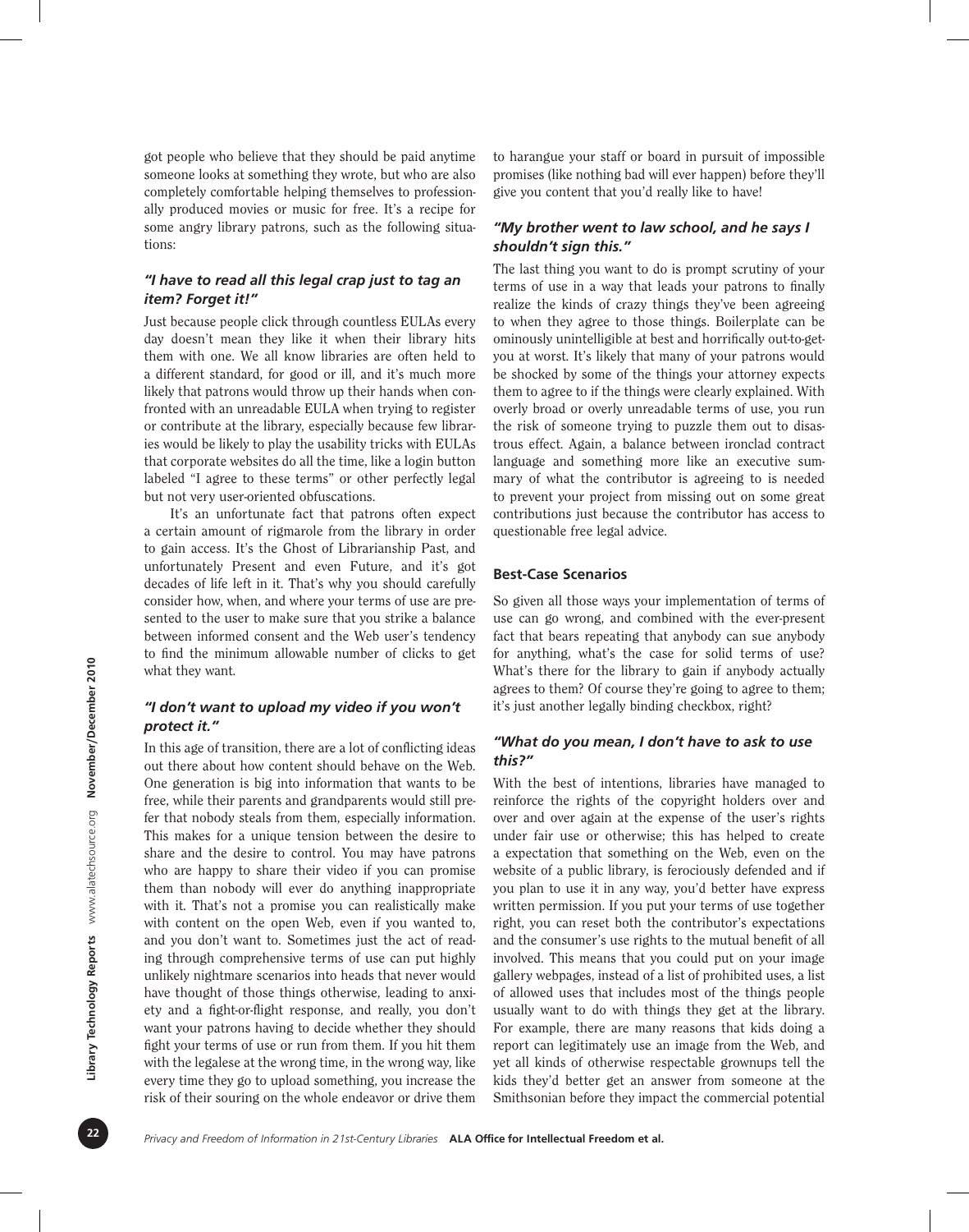got people who believe that they should be paid anytime someone looks at something they wrote, but who are also completely comfortable helping themselves to professionally produced movies or music for free. It's a recipe for some angry library patrons, such as the following situations:

### *"I have to read all this legal crap just to tag an item? Forget it!"*

Just because people click through countless EULAs every day doesn't mean they like it when their library hits them with one. We all know libraries are often held to a different standard, for good or ill, and it's much more likely that patrons would throw up their hands when confronted with an unreadable EULA when trying to register or contribute at the library, especially because few libraries would be likely to play the usability tricks with EULAs that corporate websites do all the time, like a login button labeled "I agree to these terms" or other perfectly legal but not very user-oriented obfuscations.

It's an unfortunate fact that patrons often expect a certain amount of rigmarole from the library in order to gain access. It's the Ghost of Librarianship Past, and unfortunately Present and even Future, and it's got decades of life left in it. That's why you should carefully consider how, when, and where your terms of use are presented to the user to make sure that you strike a balance between informed consent and the Web user's tendency to find the minimum allowable number of clicks to get what they want.

### *"I don't want to upload my video if you won't protect it."*

In this age of transition, there are a lot of conflicting ideas out there about how content should behave on the Web. One generation is big into information that wants to be free, while their parents and grandparents would still prefer that nobody steals from them, especially information. This makes for a unique tension between the desire to share and the desire to control. You may have patrons who are happy to share their video if you can promise them than nobody will ever do anything inappropriate with it. That's not a promise you can realistically make with content on the open Web, even if you wanted to, and you don't want to. Sometimes just the act of reading through comprehensive terms of use can put highly unlikely nightmare scenarios into heads that never would have thought of those things otherwise, leading to anxiety and a fight-or-flight response, and really, you don't want your patrons having to decide whether they should fight your terms of use or run from them. If you hit them with the legalese at the wrong time, in the wrong way, like every time they go to upload something, you increase the risk of their souring on the whole endeavor or drive them to harangue your staff or board in pursuit of impossible promises (like nothing bad will ever happen) before they'll give you content that you'd really like to have!

### *"My brother went to law school, and he says I shouldn't sign this."*

The last thing you want to do is prompt scrutiny of your terms of use in a way that leads your patrons to finally realize the kinds of crazy things they've been agreeing to when they agree to those things. Boilerplate can be ominously unintelligible at best and horrifically out-to-get-you at worst. It's likely that many of your patrons would be shocked by some of the things your attorney expects them to agree to if the things were clearly explained. With overly broad or overly unreadable terms of use, you run the risk of someone trying to puzzle them out to disastrous effect. Again, a balance between ironclad contract language and something more like an executive summary of what the contributor is agreeing to is needed to prevent your project from missing out on some great contributions just because the contributor has access to questionable free legal advice.

## Best-Case Scenarios

So given all those ways your implementation of terms of use can go wrong, and combined with the ever-present fact that bears repeating that anybody can sue anybody for anything, what's the case for solid terms of use? What's there for the library to gain if anybody actually agrees to them? Of course they're going to agree to them; it's just another legally binding checkbox, right?

### *"What do you mean, I don't have to ask to use this?"*

With the best of intentions, libraries have managed to reinforce the rights of the copyright holders over and over and over again at the expense of the user's rights under fair use or otherwise; this has helped to create a expectation that something on the Web, even on the website of a public library, is ferociously defended and if you plan to use it in any way, you'd better have express written permission. If you put your terms of use together right, you can reset both the contributor's expectations and the consumer's use rights to the mutual benefit of all involved. This means that you could put on your image gallery webpages, instead of a list of prohibited uses, a list of allowed uses that includes most of the things people usually want to do with things they get at the library. For example, there are many reasons that kids doing a report can legitimately use an image from the Web, and yet all kinds of otherwise respectable grownups tell the kids they'd better get an answer from someone at the Smithsonian before they impact the commercial potential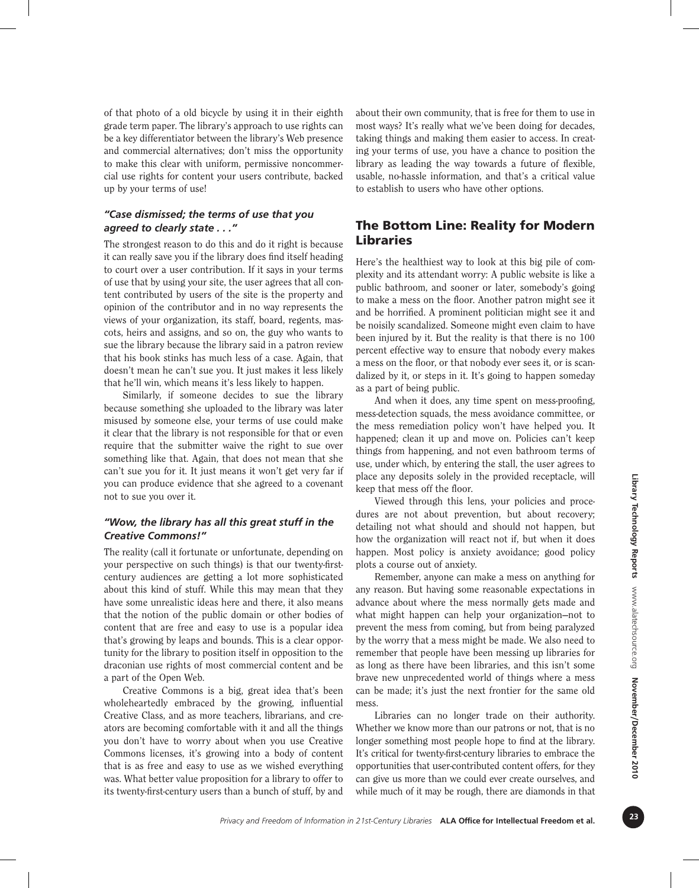of that photo of a old bicycle by using it in their eighth grade term paper. The library's approach to use rights can be a key differentiator between the library's Web presence and commercial alternatives; don't miss the opportunity to make this clear with uniform, permissive noncommercial use rights for content your users contribute, backed up by your terms of use!

### *"Case dismissed; the terms of use that you agreed to clearly state . . ."*

The strongest reason to do this and do it right is because it can really save you if the library does find itself heading to court over a user contribution. If it says in your terms of use that by using your site, the user agrees that all content contributed by users of the site is the property and opinion of the contributor and in no way represents the views of your organization, its staff, board, regents, mascots, heirs and assigns, and so on, the guy who wants to sue the library because the library said in a patron review that his book stinks has much less of a case. Again, that doesn't mean he can't sue you. It just makes it less likely that he'll win, which means it's less likely to happen.

Similarly, if someone decides to sue the library because something she uploaded to the library was later misused by someone else, your terms of use could make it clear that the library is not responsible for that or even require that the submitter waive the right to sue over something like that. Again, that does not mean that she can't sue you for it. It just means it won't get very far if you can produce evidence that she agreed to a covenant not to sue you over it.

### *"Wow, the library has all this great stuff in the Creative Commons!"*

The reality (call it fortunate or unfortunate, depending on your perspective on such things) is that our twenty-first-century audiences are getting a lot more sophisticated about this kind of stuff. While this may mean that they have some unrealistic ideas here and there, it also means that the notion of the public domain or other bodies of content that are free and easy to use is a popular idea that's growing by leaps and bounds. This is a clear opportunity for the library to position itself in opposition to the draconian use rights of most commercial content and be a part of the Open Web.

Creative Commons is a big, great idea that's been wholeheartedly embraced by the growing, influential Creative Class, and as more teachers, librarians, and creators are becoming comfortable with it and all the things you don't have to worry about when you use Creative Commons licenses, it's growing into a body of content that is as free and easy to use as we wished everything was. What better value proposition for a library to offer to its twenty-first-century users than a bunch of stuff, by and about their own community, that is free for them to use in most ways? It's really what we've been doing for decades, taking things and making them easier to access. In creating your terms of use, you have a chance to position the library as leading the way towards a future of flexible, usable, no-hassle information, and that's a critical value to establish to users who have other options.

## The Bottom Line: Reality for Modern Libraries

Here's the healthiest way to look at this big pile of complexity and its attendant worry: A public website is like a public bathroom, and sooner or later, somebody's going to make a mess on the floor. Another patron might see it and be horrified. A prominent politician might see it and be noisily scandalized. Someone might even claim to have been injured by it. But the reality is that there is no 100 percent effective way to ensure that nobody every makes a mess on the floor, or that nobody ever sees it, or is scandalized by it, or steps in it. It's going to happen someday as a part of being public.

And when it does, any time spent on mess-proofing, mess-detection squads, the mess avoidance committee, or the mess remediation policy won't have helped you. It happened; clean it up and move on. Policies can't keep things from happening, and not even bathroom terms of use, under which, by entering the stall, the user agrees to place any deposits solely in the provided receptacle, will keep that mess off the floor.

Viewed through this lens, your policies and procedures are not about prevention, but about recovery; detailing not what should and should not happen, but how the organization will react not if, but when it does happen. Most policy is anxiety avoidance; good policy plots a course out of anxiety.

Remember, anyone can make a mess on anything for any reason. But having some reasonable expectations in advance about where the mess normally gets made and what might happen can help your organization—not to prevent the mess from coming, but from being paralyzed by the worry that a mess might be made. We also need to remember that people have been messing up libraries for as long as there have been libraries, and this isn't some brave new unprecedented world of things where a mess can be made; it's just the next frontier for the same old mess.

Libraries can no longer trade on their authority. Whether we know more than our patrons or not, that is no longer something most people hope to find at the library. It's critical for twenty-first-century libraries to embrace the opportunities that user-contributed content offers, for they can give us more than we could ever create ourselves, and while much of it may be rough, there are diamonds in that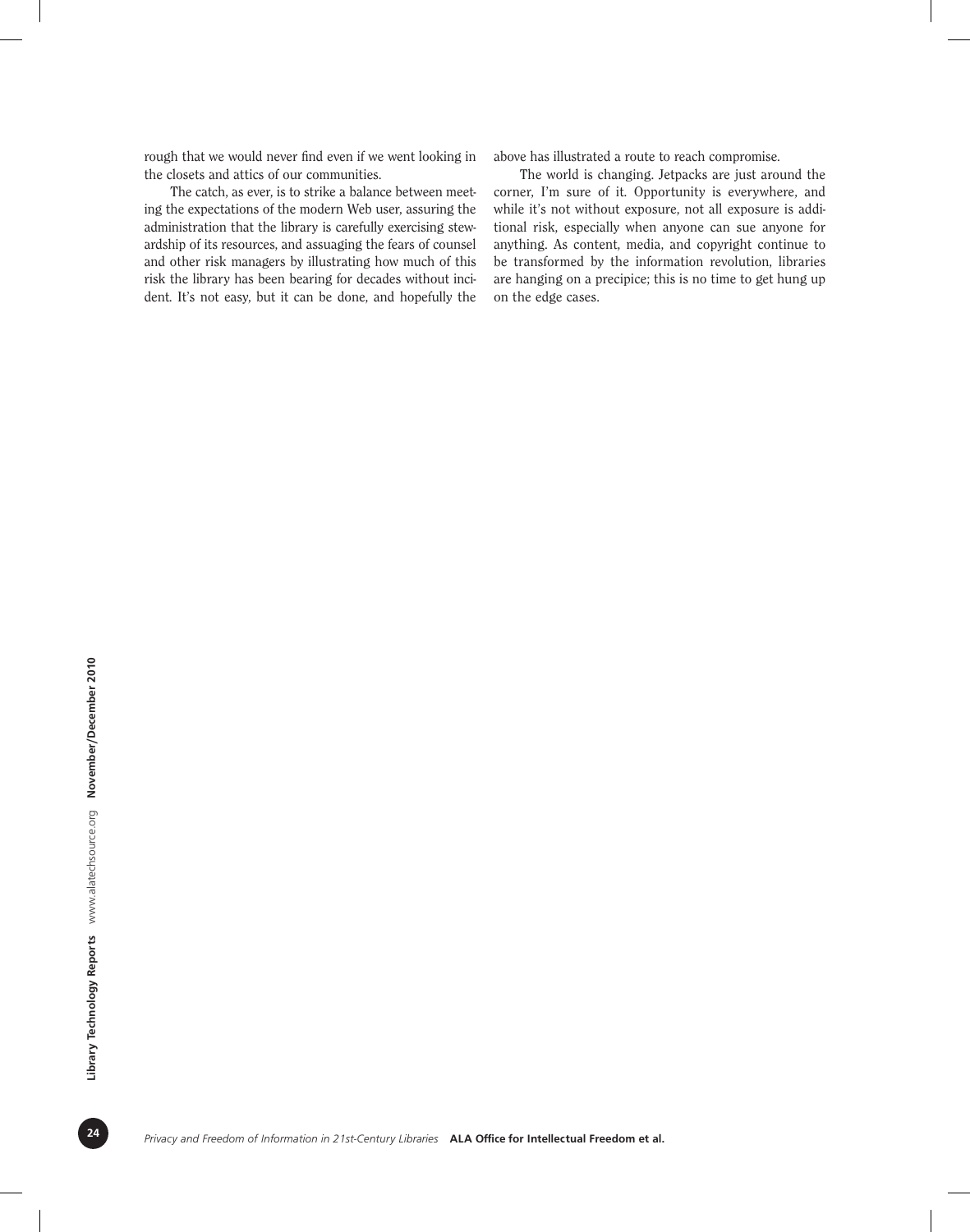rough that we would never find even if we went looking in the closets and attics of our communities.

The catch, as ever, is to strike a balance between meeting the expectations of the modern Web user, assuring the administration that the library is carefully exercising stewardship of its resources, and assuaging the fears of counsel and other risk managers by illustrating how much of this risk the library has been bearing for decades without incident. It's not easy, but it can be done, and hopefully the above has illustrated a route to reach compromise.

The world is changing. Jetpacks are just around the corner, I'm sure of it. Opportunity is everywhere, and while it's not without exposure, not all exposure is additional risk, especially when anyone can sue anyone for anything. As content, media, and copyright continue to be transformed by the information revolution, libraries are hanging on a precipice; this is no time to get hung up on the edge cases.